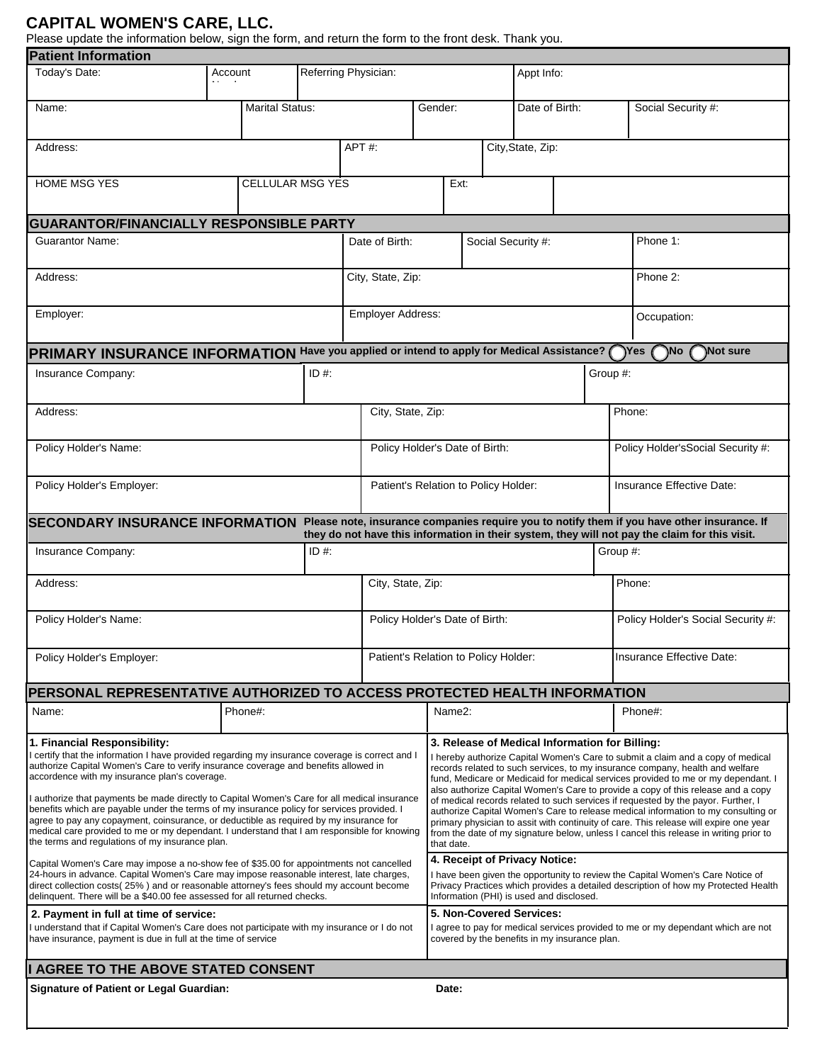# CAPITAL WOMEN'S CARE, LLC.

Please update the information below, sign the form, and return the form to the front desk. Thank you.

## Patient Information

| Today's Date: | Account Number: | Referring Physician: | Appt Info: |
|---|---|---|---|
| | | | |

| Name: | Marital Status: | Gender: | Date of Birth: | Social Security #: |
|---|---|---|---|---|
| | | | | |

| Address: | APT #: | City,State, Zip: |
|---|---|---|
| | | |

| HOME MSG YES | CELLULAR MSG YES | Ext: | |
|---|---|---|---|
| | | | |

## GUARANTOR/FINANCIALLY RESPONSIBLE PARTY

| Guarantor Name: | Date of Birth: | Social Security #: | Phone 1: |
|---|---|---|---|
| | | | |

| Address: | City, State, Zip: | Phone 2: |
|---|---|---|
| | | |

| Employer: | Employer Address: | Occupation: |
|---|---|---|
| | | |

## PRIMARY INSURANCE INFORMATION

**Have you applied or intend to apply for Medical Assistance?** ◯ Yes ◯ No ◯ Not sure

| Insurance Company: | ID #: | Group #: |
|---|---|---|
| | | |

| Address: | City, State, Zip: | Phone: |
|---|---|---|
| | | |

| Policy Holder's Name: | Policy Holder's Date of Birth: | Policy Holder'sSocial Security #: |
|---|---|---|
| | | |

| Policy Holder's Employer: | Patient's Relation to Policy Holder: | Insurance Effective Date: |
|---|---|---|
| | | |

## SECONDARY INSURANCE INFORMATION

**Please note, insurance companies require you to notify them if you have other insurance. If they do not have this information in their system, they will not pay the claim for this visit.**

| Insurance Company: | ID #: | Group #: |
|---|---|---|
| | | |

| Address: | City, State, Zip: | Phone: |
|---|---|---|
| | | |

| Policy Holder's Name: | Policy Holder's Date of Birth: | Policy Holder's Social Security #: |
|---|---|---|
| | | |

| Policy Holder's Employer: | Patient's Relation to Policy Holder: | Insurance Effective Date: |
|---|---|---|
| | | |

## PERSONAL REPRESENTATIVE AUTHORIZED TO ACCESS PROTECTED HEALTH INFORMATION

| Name: | Phone#: | Name2: | Phone#: |
|---|---|---|---|
| | | | |

**1. Financial Responsibility:**

I certify that the information I have provided regarding my insurance coverage is correct and I authorize Capital Women's Care to verify insurance coverage and benefits allowed in accordance with my insurance plan's coverage.

I authorize that payments be made directly to Capital Women's Care for all medical insurance benefits which are payable under the terms of my insurance policy for services provided. I agree to pay any copayment, coinsurance, or deductible as required by my insurance for medical care provided to me or my dependant. I understand that I am responsible for knowing the terms and regulations of my insurance plan.

Capital Women's Care may impose a no-show fee of $35.00 for appointments not cancelled 24-hours in advance. Capital Women's Care may impose reasonable interest, late charges, direct collection costs( 25% ) and or reasonable attorney's fees should my account become delinquent. There will be a $40.00 fee assessed for all returned checks.

**2. Payment in full at time of service:**

I understand that if Capital Women's Care does not participate with my insurance or I do not have insurance, payment is due in full at the time of service

**3. Release of Medical Information for Billing:**

I hereby authorize Capital Women's Care to submit a claim and a copy of medical records related to such services, to my insurance company, health and welfare fund, Medicare or Medicaid for medical services provided to me or my dependant. I also authorize Capital Women's Care to provide a copy of this release and a copy of medical records related to such services if requested by the payor. Further, I authorize Capital Women's Care to release medical information to my consulting or primary physician to assit with continuity of care. This release will expire one year from the date of my signature below, unless I cancel this release in writing prior to that date.

**4. Receipt of Privacy Notice:**

I have been given the opportunity to review the Capital Women's Care Notice of Privacy Practices which provides a detailed description of how my Protected Health Information (PHI) is used and disclosed.

**5. Non-Covered Services:**

I agree to pay for medical services provided to me or my dependant which are not covered by the benefits in my insurance plan.

## I AGREE TO THE ABOVE STATED CONSENT

| Signature of Patient or Legal Guardian: | Date: |
|---|---|
| | |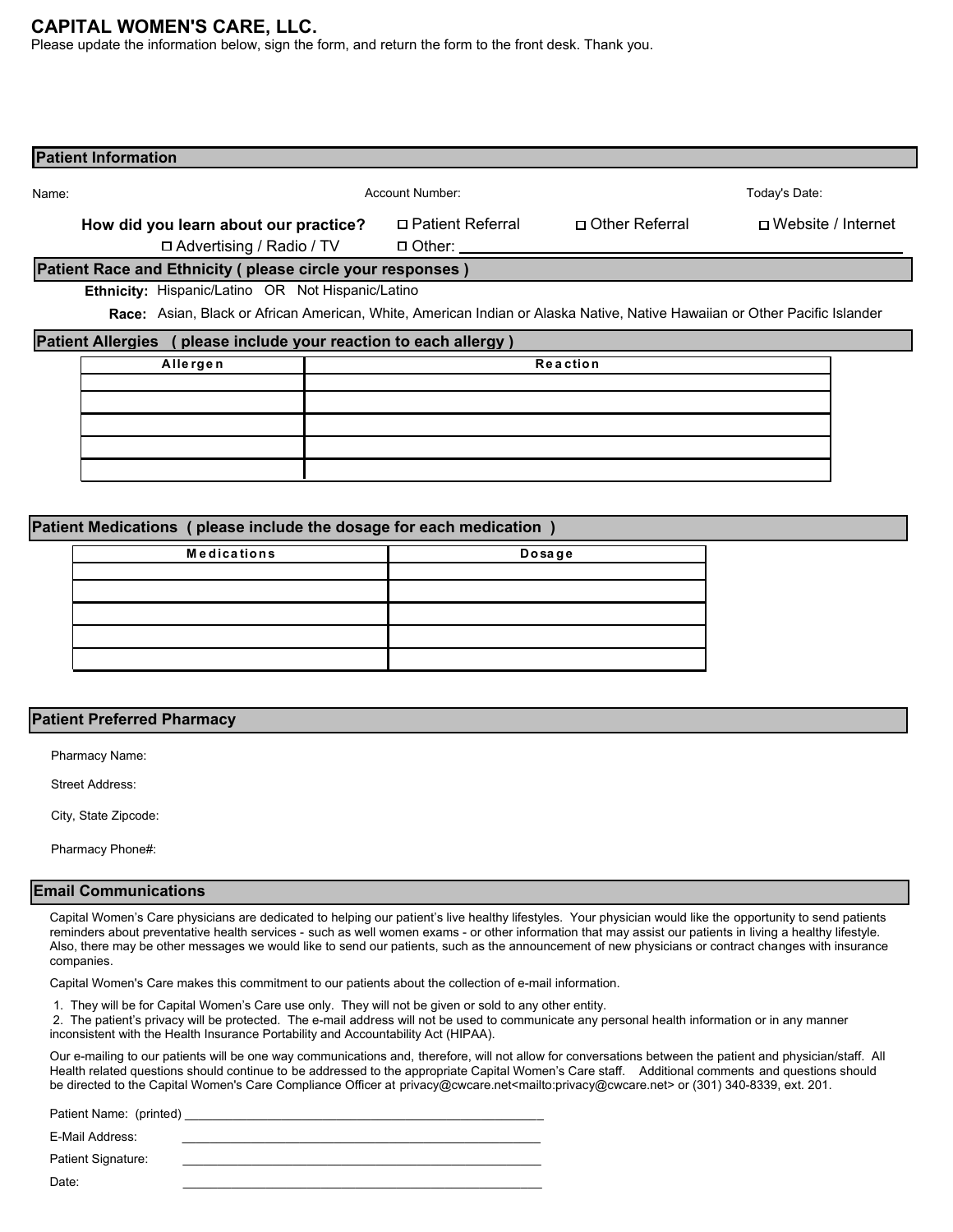# CAPITAL WOMEN'S CARE, LLC.

Please update the information below, sign the form, and return the form to the front desk. Thank you.

## Patient Information

Name: Account Number: Today's Date:

**How did you learn about our practice?** ☐ Patient Referral ☐ Other Referral ☐ Website / Internet ☐ Advertising / Radio / TV ☐ Other: \_\_\_\_\_\_\_\_\_\_\_\_\_\_\_\_\_\_\_\_\_\_\_\_\_\_\_\_\_\_

## Patient Race and Ethnicity ( please circle your responses )

**Ethnicity:** Hispanic/Latino OR Not Hispanic/Latino

**Race:** Asian, Black or African American, White, American Indian or Alaska Native, Native Hawaiian or Other Pacific Islander

## Patient Allergies ( please include your reaction to each allergy )

| Allergen | Reaction |
|---|---|
| | |
| | |
| | |
| | |
| | |

## Patient Medications ( please include the dosage for each medication )

| Medications | Dosage |
|---|---|
| | |
| | |
| | |
| | |
| | |

## Patient Preferred Pharmacy

Pharmacy Name:

Street Address:

City, State Zipcode:

Pharmacy Phone#:

## Email Communications

Capital Women's Care physicians are dedicated to helping our patient's live healthy lifestyles. Your physician would like the opportunity to send patients reminders about preventative health services - such as well women exams - or other information that may assist our patients in living a healthy lifestyle. Also, there may be other messages we would like to send our patients, such as the announcement of new physicians or contract changes with insurance companies.

Capital Women's Care makes this commitment to our patients about the collection of e-mail information.

1. They will be for Capital Women's Care use only. They will not be given or sold to any other entity.
2. The patient's privacy will be protected. The e-mail address will not be used to communicate any personal health information or in any manner inconsistent with the Health Insurance Portability and Accountability Act (HIPAA).

Our e-mailing to our patients will be one way communications and, therefore, will not allow for conversations between the patient and physician/staff. All Health related questions should continue to be addressed to the appropriate Capital Women's Care staff. Additional comments and questions should be directed to the Capital Women's Care Compliance Officer at privacy@cwcare.net<mailto:privacy@cwcare.net> or (301) 340-8339, ext. 201.

Patient Name: (printed) \_\_\_\_\_\_\_\_\_\_\_\_\_\_\_\_\_\_\_\_\_\_\_\_\_\_\_\_\_\_

E-Mail Address: \_\_\_\_\_\_\_\_\_\_\_\_\_\_\_\_\_\_\_\_\_\_\_\_\_\_\_\_\_\_

Patient Signature: \_\_\_\_\_\_\_\_\_\_\_\_\_\_\_\_\_\_\_\_\_\_\_\_\_\_\_\_\_\_

Date: \_\_\_\_\_\_\_\_\_\_\_\_\_\_\_\_\_\_\_\_\_\_\_\_\_\_\_\_\_\_